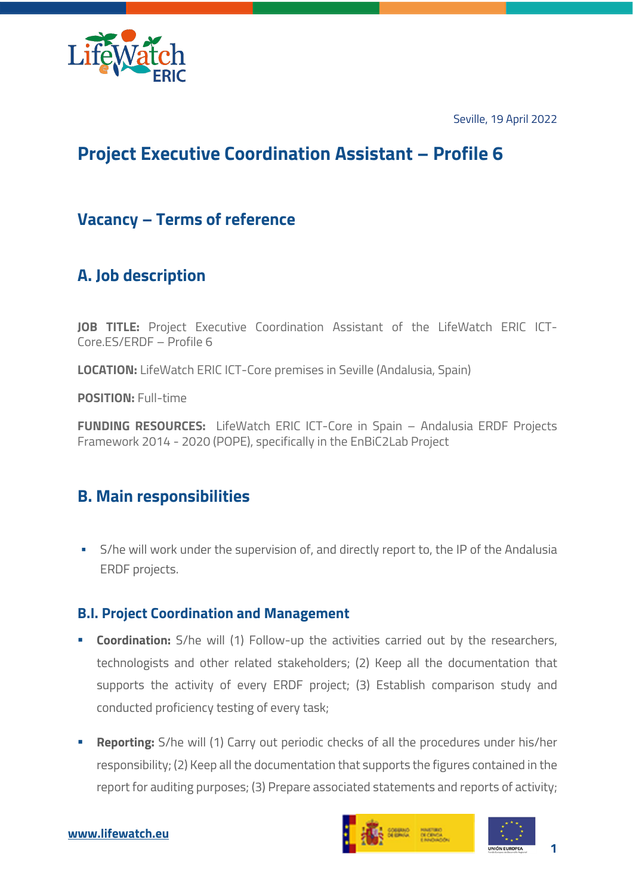Seville, 19 April 2022

# Project Executive Coordination Assistant – Profile 6

## Vacancy – Terms of reference

## A. Job description

**JOB TITLE:** Project Executive Coordination Assistant of the LifeWatch ERIC ICT-Core.ES/ERDF – Profile 6

**LOCATION:** LifeWatch ERIC ICT-Core premises in Seville (Andalusia, Spain)

**POSITION:** Full-time

**FUNDING RESOURCES:** LifeWatch ERIC ICT-Core in Spain – Andalusia ERDF Projects Framework 2014 - 2020 (POPE), specifically in the EnBiC2Lab Project

## B. Main responsibilities

- S/he will work under the supervision of, and directly report to, the IP of the Andalusia ERDF projects.

### B.I. Project Coordination and Management

- **Coordination:** S/he will (1) Follow-up the activities carried out by the researchers, technologists and other related stakeholders; (2) Keep all the documentation that supports the activity of every ERDF project; (3) Establish comparison study and conducted proficiency testing of every task;
- **Reporting:** S/he will (1) Carry out periodic checks of all the procedures under his/her responsibility; (2) Keep all the documentation that supports the figures contained in the report for auditing purposes; (3) Prepare associated statements and reports of activity;

www.lifewatch.eu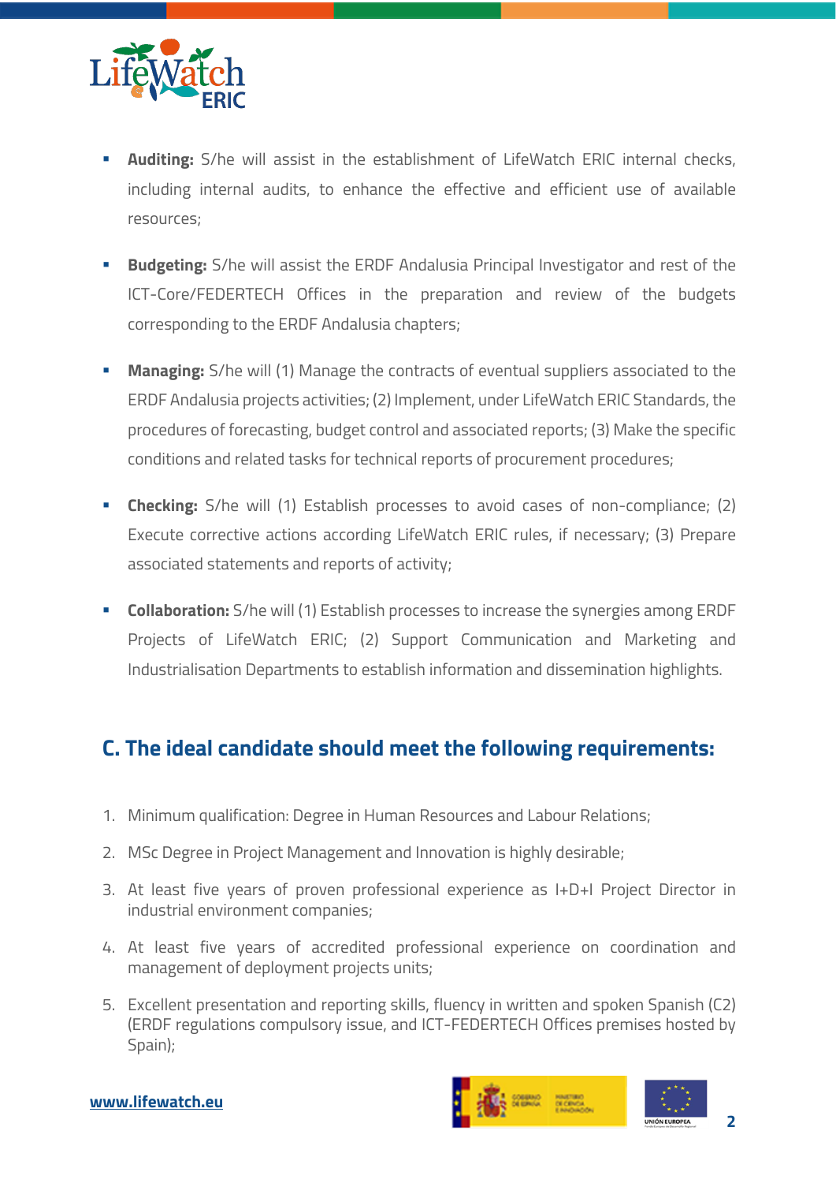- **Auditing:** S/he will assist in the establishment of LifeWatch ERIC internal checks, including internal audits, to enhance the effective and efficient use of available resources;
- **Budgeting:** S/he will assist the ERDF Andalusia Principal Investigator and rest of the ICT-Core/FEDERTECH Offices in the preparation and review of the budgets corresponding to the ERDF Andalusia chapters;
- **Managing:** S/he will (1) Manage the contracts of eventual suppliers associated to the ERDF Andalusia projects activities; (2) Implement, under LifeWatch ERIC Standards, the procedures of forecasting, budget control and associated reports; (3) Make the specific conditions and related tasks for technical reports of procurement procedures;
- **Checking:** S/he will (1) Establish processes to avoid cases of non-compliance; (2) Execute corrective actions according LifeWatch ERIC rules, if necessary; (3) Prepare associated statements and reports of activity;
- **Collaboration:** S/he will (1) Establish processes to increase the synergies among ERDF Projects of LifeWatch ERIC; (2) Support Communication and Marketing and Industrialisation Departments to establish information and dissemination highlights.

## C. The ideal candidate should meet the following requirements:

1. Minimum qualification: Degree in Human Resources and Labour Relations;
2. MSc Degree in Project Management and Innovation is highly desirable;
3. At least five years of proven professional experience as I+D+I Project Director in industrial environment companies;
4. At least five years of accredited professional experience on coordination and management of deployment projects units;
5. Excellent presentation and reporting skills, fluency in written and spoken Spanish (C2) (ERDF regulations compulsory issue, and ICT-FEDERTECH Offices premises hosted by Spain);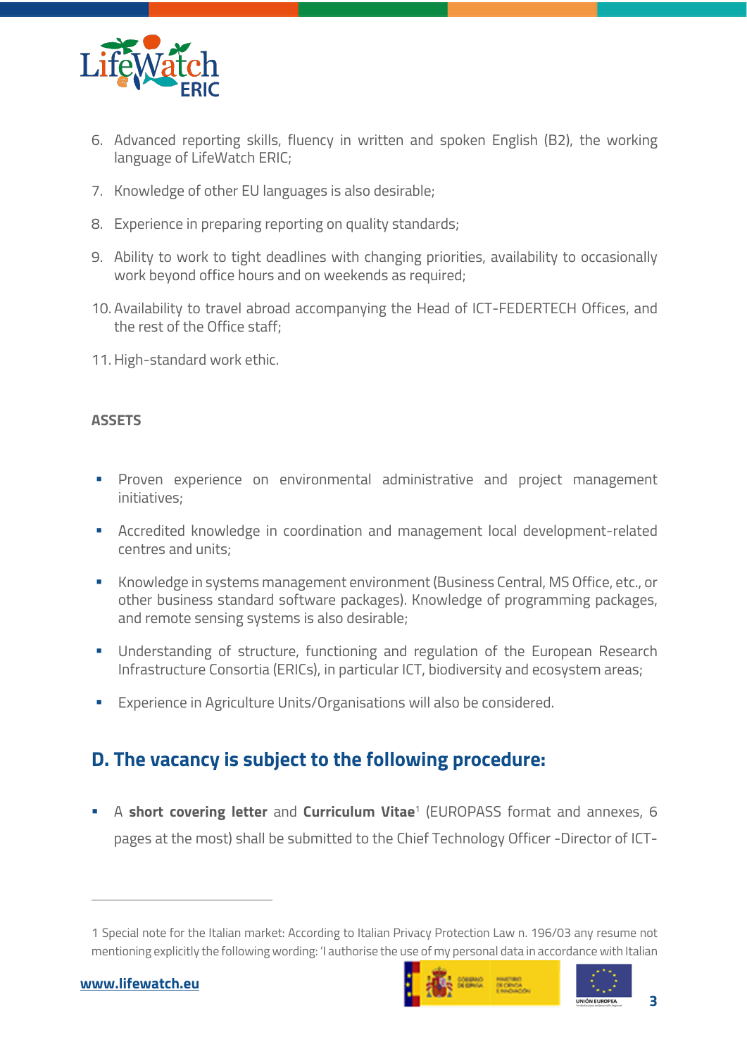6. Advanced reporting skills, fluency in written and spoken English (B2), the working language of LifeWatch ERIC;
7. Knowledge of other EU languages is also desirable;
8. Experience in preparing reporting on quality standards;
9. Ability to work to tight deadlines with changing priorities, availability to occasionally work beyond office hours and on weekends as required;
10. Availability to travel abroad accompanying the Head of ICT-FEDERTECH Offices, and the rest of the Office staff;
11. High-standard work ethic.

**ASSETS**

- Proven experience on environmental administrative and project management initiatives;
- Accredited knowledge in coordination and management local development-related centres and units;
- Knowledge in systems management environment (Business Central, MS Office, etc., or other business standard software packages). Knowledge of programming packages, and remote sensing systems is also desirable;
- Understanding of structure, functioning and regulation of the European Research Infrastructure Consortia (ERICs), in particular ICT, biodiversity and ecosystem areas;
- Experience in Agriculture Units/Organisations will also be considered.

## D. The vacancy is subject to the following procedure:

- A **short covering letter** and **Curriculum Vitae**[1] (EUROPASS format and annexes, 6 pages at the most) shall be submitted to the Chief Technology Officer -Director of ICT-

1 Special note for the Italian market: According to Italian Privacy Protection Law n. 196/03 any resume not mentioning explicitly the following wording: 'I authorise the use of my personal data in accordance with Italian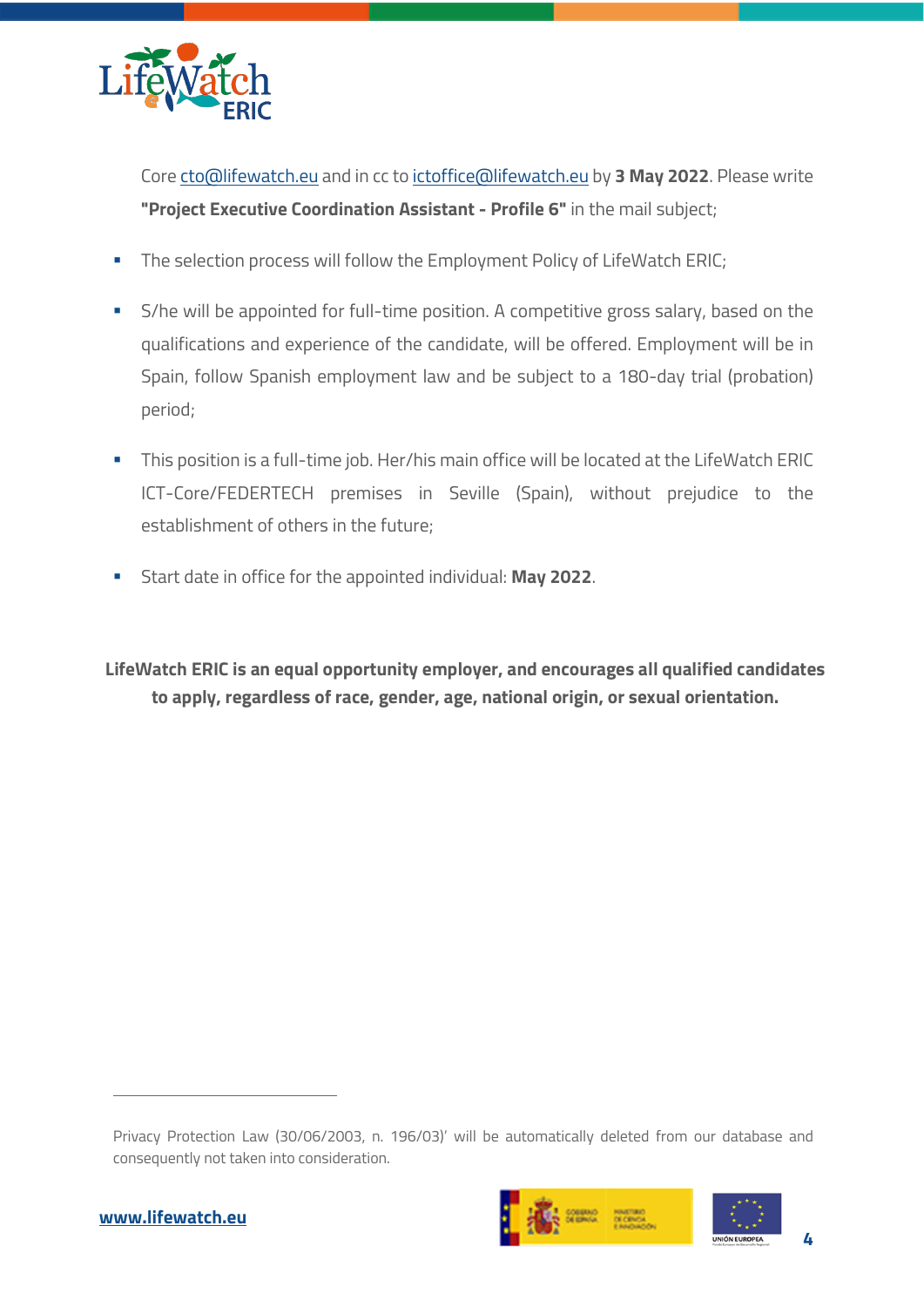Core cto@lifewatch.eu and in cc to ictoffice@lifewatch.eu by **3 May 2022**. Please write **"Project Executive Coordination Assistant - Profile 6"** in the mail subject;

- The selection process will follow the Employment Policy of LifeWatch ERIC;
- S/he will be appointed for full-time position. A competitive gross salary, based on the qualifications and experience of the candidate, will be offered. Employment will be in Spain, follow Spanish employment law and be subject to a 180-day trial (probation) period;
- This position is a full-time job. Her/his main office will be located at the LifeWatch ERIC ICT-Core/FEDERTECH premises in Seville (Spain), without prejudice to the establishment of others in the future;
- Start date in office for the appointed individual: **May 2022**.

**LifeWatch ERIC is an equal opportunity employer, and encourages all qualified candidates to apply, regardless of race, gender, age, national origin, or sexual orientation.**

---

Privacy Protection Law (30/06/2003, n. 196/03)' will be automatically deleted from our database and consequently not taken into consideration.